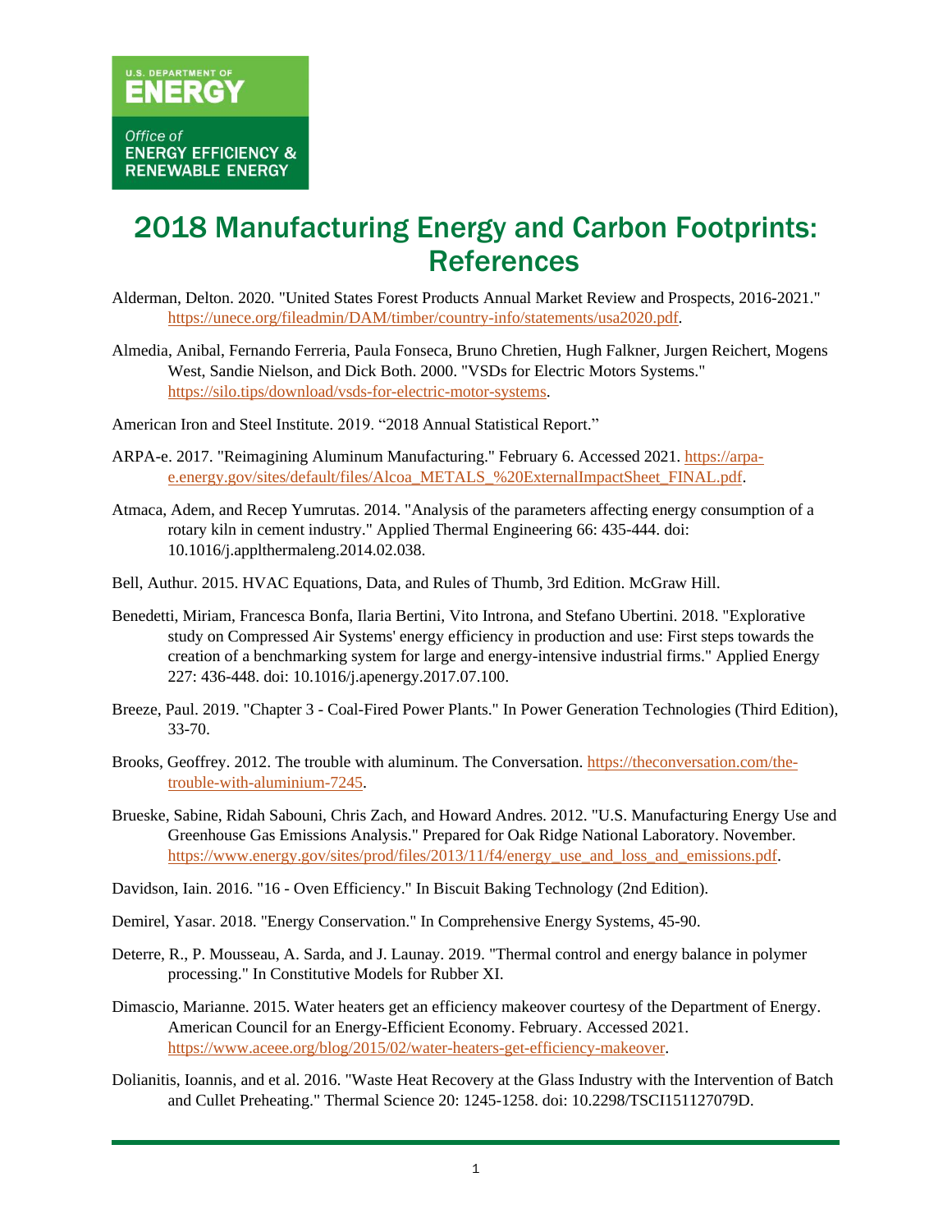U.S. DEPARTMENT OF ENERGY

Office of ENERGY EFFICIENCY & RENEWABLE ENERGY

# 2018 Manufacturing Energy and Carbon Footprints: References

Alderman, Delton. 2020. "United States Forest Products Annual Market Review and Prospects, 2016-2021." https://unece.org/fileadmin/DAM/timber/country-info/statements/usa2020.pdf.

Almedia, Anibal, Fernando Ferreria, Paula Fonseca, Bruno Chretien, Hugh Falkner, Jurgen Reichert, Mogens West, Sandie Nielson, and Dick Both. 2000. "VSDs for Electric Motors Systems." https://silo.tips/download/vsds-for-electric-motor-systems.

American Iron and Steel Institute. 2019. "2018 Annual Statistical Report."

ARPA-e. 2017. "Reimagining Aluminum Manufacturing." February 6. Accessed 2021. https://arpa-e.energy.gov/sites/default/files/Alcoa_METALS_%20ExternalImpactSheet_FINAL.pdf.

Atmaca, Adem, and Recep Yumrutas. 2014. "Analysis of the parameters affecting energy consumption of a rotary kiln in cement industry." Applied Thermal Engineering 66: 435-444. doi: 10.1016/j.applthermaleng.2014.02.038.

Bell, Authur. 2015. HVAC Equations, Data, and Rules of Thumb, 3rd Edition. McGraw Hill.

Benedetti, Miriam, Francesca Bonfa, Ilaria Bertini, Vito Introna, and Stefano Ubertini. 2018. "Explorative study on Compressed Air Systems' energy efficiency in production and use: First steps towards the creation of a benchmarking system for large and energy-intensive industrial firms." Applied Energy 227: 436-448. doi: 10.1016/j.apenergy.2017.07.100.

Breeze, Paul. 2019. "Chapter 3 - Coal-Fired Power Plants." In Power Generation Technologies (Third Edition), 33-70.

Brooks, Geoffrey. 2012. The trouble with aluminum. The Conversation. https://theconversation.com/the-trouble-with-aluminium-7245.

Brueske, Sabine, Ridah Sabouni, Chris Zach, and Howard Andres. 2012. "U.S. Manufacturing Energy Use and Greenhouse Gas Emissions Analysis." Prepared for Oak Ridge National Laboratory. November. https://www.energy.gov/sites/prod/files/2013/11/f4/energy_use_and_loss_and_emissions.pdf.

Davidson, Iain. 2016. "16 - Oven Efficiency." In Biscuit Baking Technology (2nd Edition).

Demirel, Yasar. 2018. "Energy Conservation." In Comprehensive Energy Systems, 45-90.

Deterre, R., P. Mousseau, A. Sarda, and J. Launay. 2019. "Thermal control and energy balance in polymer processing." In Constitutive Models for Rubber XI.

Dimascio, Marianne. 2015. Water heaters get an efficiency makeover courtesy of the Department of Energy. American Council for an Energy-Efficient Economy. February. Accessed 2021. https://www.aceee.org/blog/2015/02/water-heaters-get-efficiency-makeover.

Dolianitis, Ioannis, and et al. 2016. "Waste Heat Recovery at the Glass Industry with the Intervention of Batch and Cullet Preheating." Thermal Science 20: 1245-1258. doi: 10.2298/TSCI151127079D.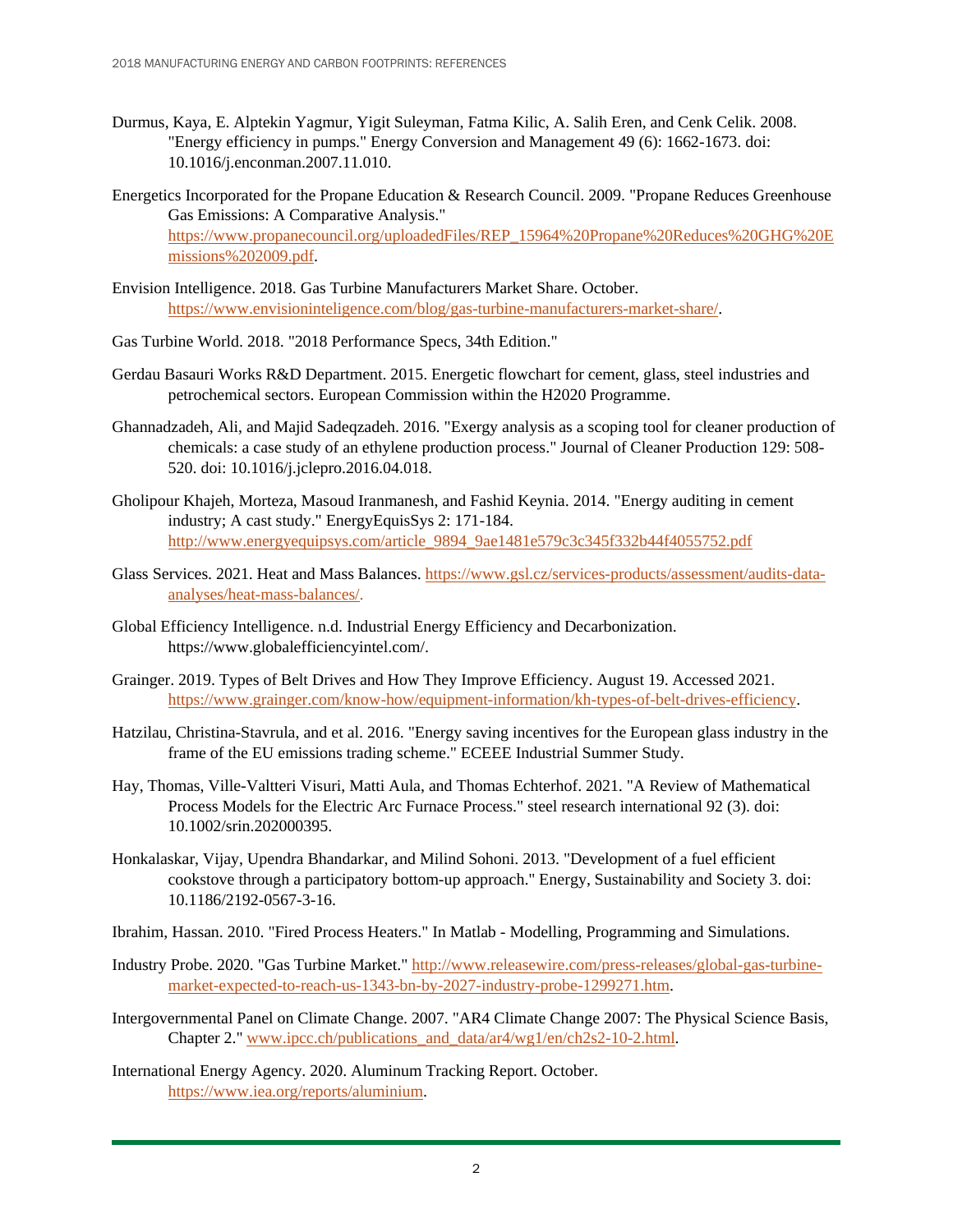Durmus, Kaya, E. Alptekin Yagmur, Yigit Suleyman, Fatma Kilic, A. Salih Eren, and Cenk Celik. 2008. "Energy efficiency in pumps." Energy Conversion and Management 49 (6): 1662-1673. doi: 10.1016/j.enconman.2007.11.010.

Energetics Incorporated for the Propane Education & Research Council. 2009. "Propane Reduces Greenhouse Gas Emissions: A Comparative Analysis." https://www.propanecouncil.org/uploadedFiles/REP_15964%20Propane%20Reduces%20GHG%20Emissions%202009.pdf.

Envision Intelligence. 2018. Gas Turbine Manufacturers Market Share. October. https://www.envisioninteligence.com/blog/gas-turbine-manufacturers-market-share/.

Gas Turbine World. 2018. "2018 Performance Specs, 34th Edition."

Gerdau Basauri Works R&D Department. 2015. Energetic flowchart for cement, glass, steel industries and petrochemical sectors. European Commission within the H2020 Programme.

Ghannadzadeh, Ali, and Majid Sadeqzadeh. 2016. "Exergy analysis as a scoping tool for cleaner production of chemicals: a case study of an ethylene production process." Journal of Cleaner Production 129: 508-520. doi: 10.1016/j.jclepro.2016.04.018.

Gholipour Khajeh, Morteza, Masoud Iranmanesh, and Fashid Keynia. 2014. "Energy auditing in cement industry; A cast study." EnergyEquisSys 2: 171-184. http://www.energyequipsys.com/article_9894_9ae1481e579c3c345f332b44f4055752.pdf

Glass Services. 2021. Heat and Mass Balances. https://www.gsl.cz/services-products/assessment/audits-data-analyses/heat-mass-balances/.

Global Efficiency Intelligence. n.d. Industrial Energy Efficiency and Decarbonization. https://www.globalefficiencyintel.com/.

Grainger. 2019. Types of Belt Drives and How They Improve Efficiency. August 19. Accessed 2021. https://www.grainger.com/know-how/equipment-information/kh-types-of-belt-drives-efficiency.

Hatzilau, Christina-Stavrula, and et al. 2016. "Energy saving incentives for the European glass industry in the frame of the EU emissions trading scheme." ECEEE Industrial Summer Study.

Hay, Thomas, Ville-Valtteri Visuri, Matti Aula, and Thomas Echterhof. 2021. "A Review of Mathematical Process Models for the Electric Arc Furnace Process." steel research international 92 (3). doi: 10.1002/srin.202000395.

Honkalaskar, Vijay, Upendra Bhandarkar, and Milind Sohoni. 2013. "Development of a fuel efficient cookstove through a participatory bottom-up approach." Energy, Sustainability and Society 3. doi: 10.1186/2192-0567-3-16.

Ibrahim, Hassan. 2010. "Fired Process Heaters." In Matlab - Modelling, Programming and Simulations.

Industry Probe. 2020. "Gas Turbine Market." http://www.releasewire.com/press-releases/global-gas-turbine-market-expected-to-reach-us-1343-bn-by-2027-industry-probe-1299271.htm.

Intergovernmental Panel on Climate Change. 2007. "AR4 Climate Change 2007: The Physical Science Basis, Chapter 2." www.ipcc.ch/publications_and_data/ar4/wg1/en/ch2s2-10-2.html.

International Energy Agency. 2020. Aluminum Tracking Report. October. https://www.iea.org/reports/aluminium.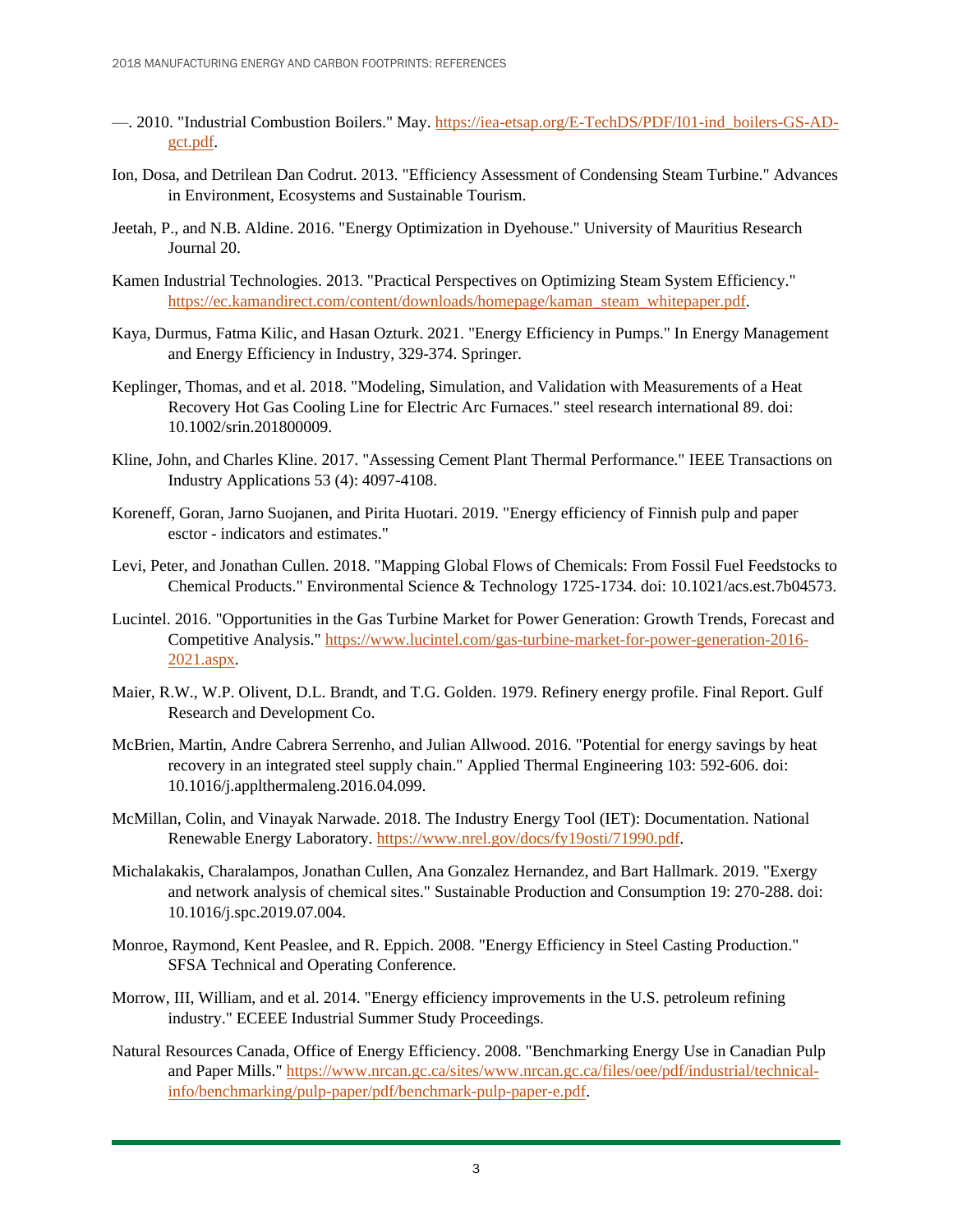—. 2010. "Industrial Combustion Boilers." May. https://iea-etsap.org/E-TechDS/PDF/I01-ind_boilers-GS-AD-gct.pdf.

Ion, Dosa, and Detrilean Dan Codrut. 2013. "Efficiency Assessment of Condensing Steam Turbine." Advances in Environment, Ecosystems and Sustainable Tourism.

Jeetah, P., and N.B. Aldine. 2016. "Energy Optimization in Dyehouse." University of Mauritius Research Journal 20.

Kamen Industrial Technologies. 2013. "Practical Perspectives on Optimizing Steam System Efficiency." https://ec.kamandirect.com/content/downloads/homepage/kaman_steam_whitepaper.pdf.

Kaya, Durmus, Fatma Kilic, and Hasan Ozturk. 2021. "Energy Efficiency in Pumps." In Energy Management and Energy Efficiency in Industry, 329-374. Springer.

Keplinger, Thomas, and et al. 2018. "Modeling, Simulation, and Validation with Measurements of a Heat Recovery Hot Gas Cooling Line for Electric Arc Furnaces." steel research international 89. doi: 10.1002/srin.201800009.

Kline, John, and Charles Kline. 2017. "Assessing Cement Plant Thermal Performance." IEEE Transactions on Industry Applications 53 (4): 4097-4108.

Koreneff, Goran, Jarno Suojanen, and Pirita Huotari. 2019. "Energy efficiency of Finnish pulp and paper esctor - indicators and estimates."

Levi, Peter, and Jonathan Cullen. 2018. "Mapping Global Flows of Chemicals: From Fossil Fuel Feedstocks to Chemical Products." Environmental Science & Technology 1725-1734. doi: 10.1021/acs.est.7b04573.

Lucintel. 2016. "Opportunities in the Gas Turbine Market for Power Generation: Growth Trends, Forecast and Competitive Analysis." https://www.lucintel.com/gas-turbine-market-for-power-generation-2016-2021.aspx.

Maier, R.W., W.P. Olivent, D.L. Brandt, and T.G. Golden. 1979. Refinery energy profile. Final Report. Gulf Research and Development Co.

McBrien, Martin, Andre Cabrera Serrenho, and Julian Allwood. 2016. "Potential for energy savings by heat recovery in an integrated steel supply chain." Applied Thermal Engineering 103: 592-606. doi: 10.1016/j.applthermaleng.2016.04.099.

McMillan, Colin, and Vinayak Narwade. 2018. The Industry Energy Tool (IET): Documentation. National Renewable Energy Laboratory. https://www.nrel.gov/docs/fy19osti/71990.pdf.

Michalakakis, Charalampos, Jonathan Cullen, Ana Gonzalez Hernandez, and Bart Hallmark. 2019. "Exergy and network analysis of chemical sites." Sustainable Production and Consumption 19: 270-288. doi: 10.1016/j.spc.2019.07.004.

Monroe, Raymond, Kent Peaslee, and R. Eppich. 2008. "Energy Efficiency in Steel Casting Production." SFSA Technical and Operating Conference.

Morrow, III, William, and et al. 2014. "Energy efficiency improvements in the U.S. petroleum refining industry." ECEEE Industrial Summer Study Proceedings.

Natural Resources Canada, Office of Energy Efficiency. 2008. "Benchmarking Energy Use in Canadian Pulp and Paper Mills." https://www.nrcan.gc.ca/sites/www.nrcan.gc.ca/files/oee/pdf/industrial/technical-info/benchmarking/pulp-paper/pdf/benchmark-pulp-paper-e.pdf.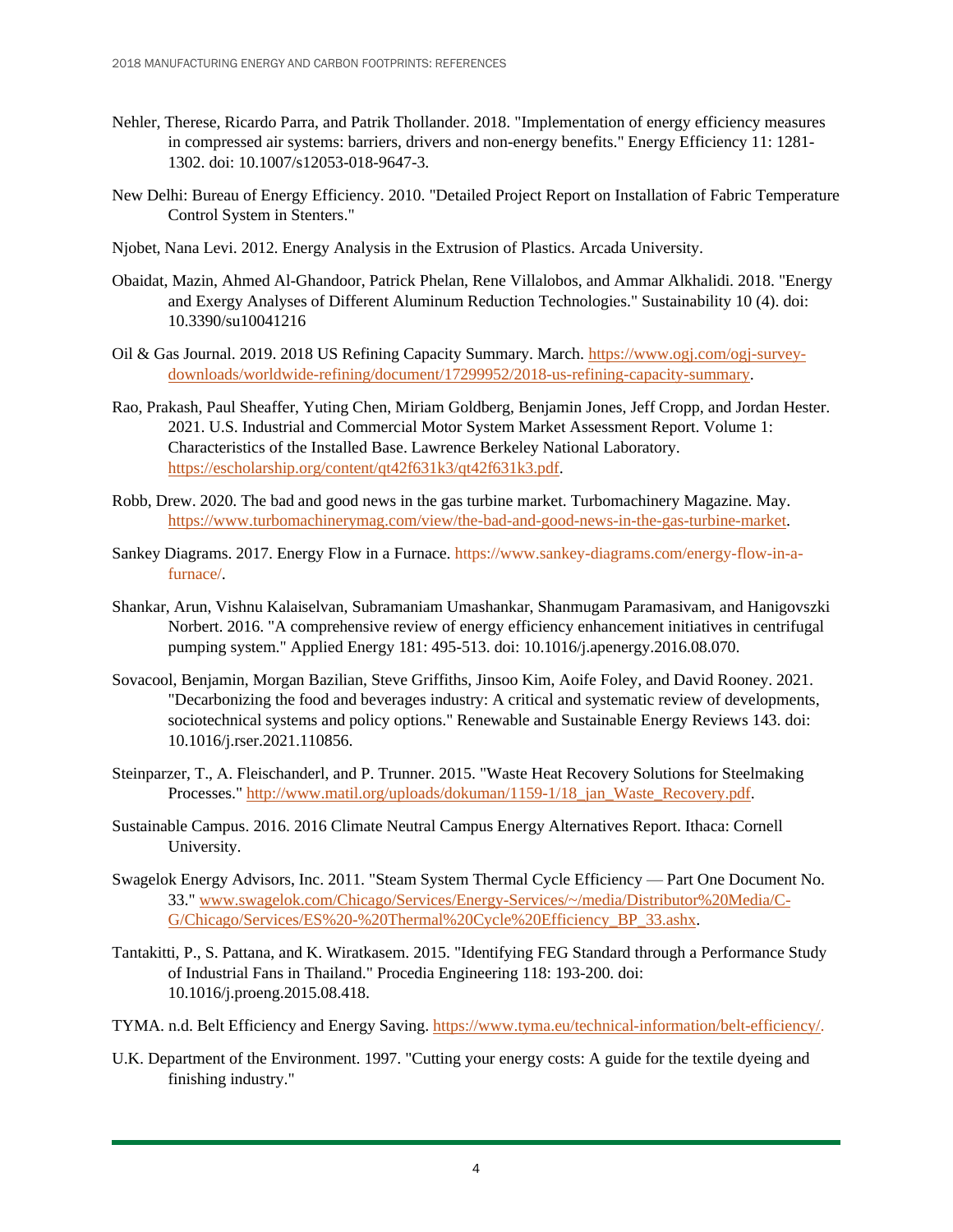Nehler, Therese, Ricardo Parra, and Patrik Thollander. 2018. "Implementation of energy efficiency measures in compressed air systems: barriers, drivers and non-energy benefits." Energy Efficiency 11: 1281-1302. doi: 10.1007/s12053-018-9647-3.

New Delhi: Bureau of Energy Efficiency. 2010. "Detailed Project Report on Installation of Fabric Temperature Control System in Stenters."

Njobet, Nana Levi. 2012. Energy Analysis in the Extrusion of Plastics. Arcada University.

Obaidat, Mazin, Ahmed Al-Ghandoor, Patrick Phelan, Rene Villalobos, and Ammar Alkhalidi. 2018. "Energy and Exergy Analyses of Different Aluminum Reduction Technologies." Sustainability 10 (4). doi: 10.3390/su10041216

Oil & Gas Journal. 2019. 2018 US Refining Capacity Summary. March. https://www.ogj.com/ogj-survey-downloads/worldwide-refining/document/17299952/2018-us-refining-capacity-summary.

Rao, Prakash, Paul Sheaffer, Yuting Chen, Miriam Goldberg, Benjamin Jones, Jeff Cropp, and Jordan Hester. 2021. U.S. Industrial and Commercial Motor System Market Assessment Report. Volume 1: Characteristics of the Installed Base. Lawrence Berkeley National Laboratory. https://escholarship.org/content/qt42f631k3/qt42f631k3.pdf.

Robb, Drew. 2020. The bad and good news in the gas turbine market. Turbomachinery Magazine. May. https://www.turbomachinerymag.com/view/the-bad-and-good-news-in-the-gas-turbine-market.

Sankey Diagrams. 2017. Energy Flow in a Furnace. https://www.sankey-diagrams.com/energy-flow-in-a-furnace/.

Shankar, Arun, Vishnu Kalaiselvan, Subramaniam Umashankar, Shanmugam Paramasivam, and Hanigovszki Norbert. 2016. "A comprehensive review of energy efficiency enhancement initiatives in centrifugal pumping system." Applied Energy 181: 495-513. doi: 10.1016/j.apenergy.2016.08.070.

Sovacool, Benjamin, Morgan Bazilian, Steve Griffiths, Jinsoo Kim, Aoife Foley, and David Rooney. 2021. "Decarbonizing the food and beverages industry: A critical and systematic review of developments, sociotechnical systems and policy options." Renewable and Sustainable Energy Reviews 143. doi: 10.1016/j.rser.2021.110856.

Steinparzer, T., A. Fleischanderl, and P. Trunner. 2015. "Waste Heat Recovery Solutions for Steelmaking Processes." http://www.matil.org/uploads/dokuman/1159-1/18_jan_Waste_Recovery.pdf.

Sustainable Campus. 2016. 2016 Climate Neutral Campus Energy Alternatives Report. Ithaca: Cornell University.

Swagelok Energy Advisors, Inc. 2011. "Steam System Thermal Cycle Efficiency — Part One Document No. 33." www.swagelok.com/Chicago/Services/Energy-Services/~/media/Distributor%20Media/C-G/Chicago/Services/ES%20-%20Thermal%20Cycle%20Efficiency_BP_33.ashx.

Tantakitti, P., S. Pattana, and K. Wiratkasem. 2015. "Identifying FEG Standard through a Performance Study of Industrial Fans in Thailand." Procedia Engineering 118: 193-200. doi: 10.1016/j.proeng.2015.08.418.

TYMA. n.d. Belt Efficiency and Energy Saving. https://www.tyma.eu/technical-information/belt-efficiency/.

U.K. Department of the Environment. 1997. "Cutting your energy costs: A guide for the textile dyeing and finishing industry."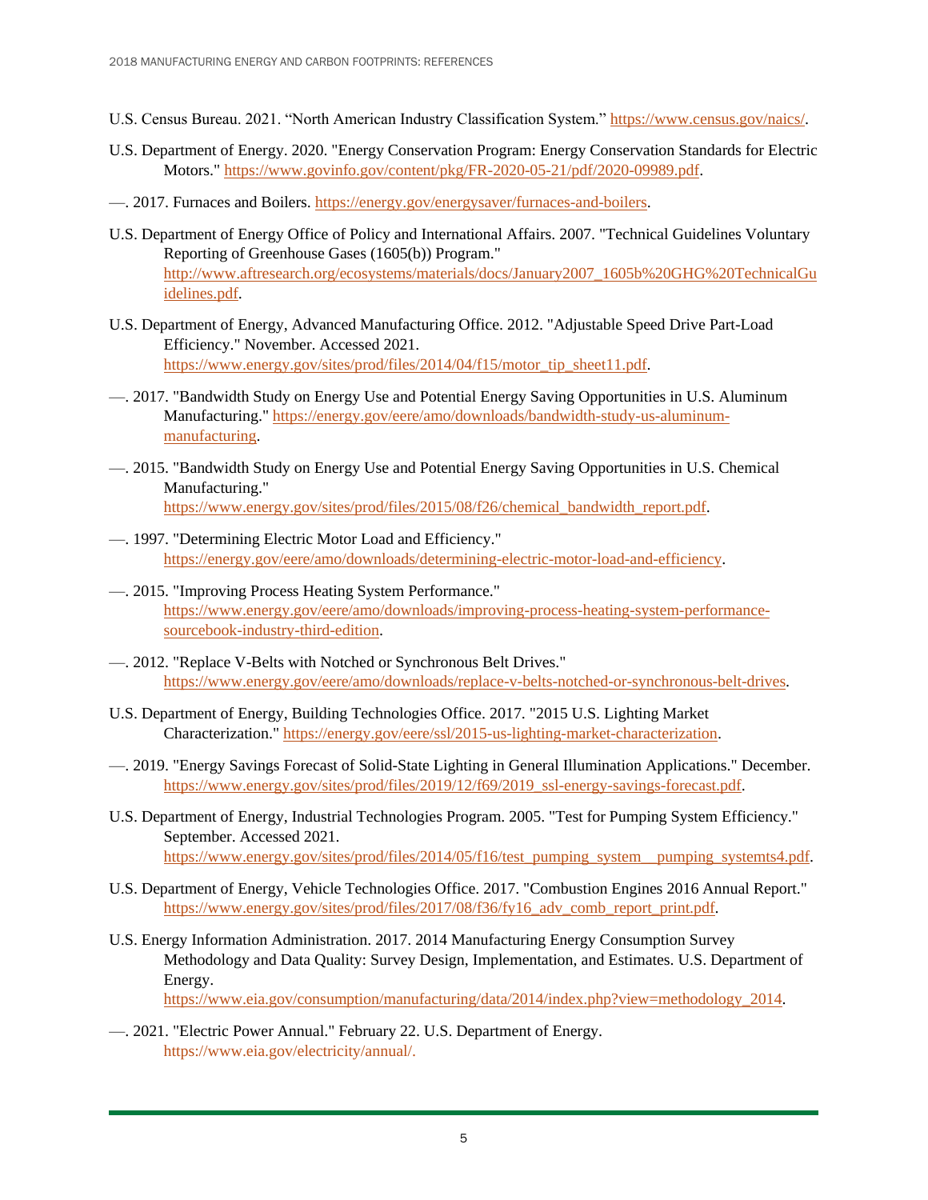U.S. Census Bureau. 2021. "North American Industry Classification System." https://www.census.gov/naics/.

U.S. Department of Energy. 2020. "Energy Conservation Program: Energy Conservation Standards for Electric Motors." https://www.govinfo.gov/content/pkg/FR-2020-05-21/pdf/2020-09989.pdf.

—. 2017. Furnaces and Boilers. https://energy.gov/energysaver/furnaces-and-boilers.

U.S. Department of Energy Office of Policy and International Affairs. 2007. "Technical Guidelines Voluntary Reporting of Greenhouse Gases (1605(b)) Program." http://www.aftresearch.org/ecosystems/materials/docs/January2007_1605b%20GHG%20TechnicalGuidelines.pdf.

U.S. Department of Energy, Advanced Manufacturing Office. 2012. "Adjustable Speed Drive Part-Load Efficiency." November. Accessed 2021. https://www.energy.gov/sites/prod/files/2014/04/f15/motor_tip_sheet11.pdf.

—. 2017. "Bandwidth Study on Energy Use and Potential Energy Saving Opportunities in U.S. Aluminum Manufacturing." https://energy.gov/eere/amo/downloads/bandwidth-study-us-aluminum-manufacturing.

—. 2015. "Bandwidth Study on Energy Use and Potential Energy Saving Opportunities in U.S. Chemical Manufacturing." https://www.energy.gov/sites/prod/files/2015/08/f26/chemical_bandwidth_report.pdf.

—. 1997. "Determining Electric Motor Load and Efficiency." https://energy.gov/eere/amo/downloads/determining-electric-motor-load-and-efficiency.

—. 2015. "Improving Process Heating System Performance." https://www.energy.gov/eere/amo/downloads/improving-process-heating-system-performance-sourcebook-industry-third-edition.

—. 2012. "Replace V-Belts with Notched or Synchronous Belt Drives." https://www.energy.gov/eere/amo/downloads/replace-v-belts-notched-or-synchronous-belt-drives.

U.S. Department of Energy, Building Technologies Office. 2017. "2015 U.S. Lighting Market Characterization." https://energy.gov/eere/ssl/2015-us-lighting-market-characterization.

—. 2019. "Energy Savings Forecast of Solid-State Lighting in General Illumination Applications." December. https://www.energy.gov/sites/prod/files/2019/12/f69/2019_ssl-energy-savings-forecast.pdf.

U.S. Department of Energy, Industrial Technologies Program. 2005. "Test for Pumping System Efficiency." September. Accessed 2021. https://www.energy.gov/sites/prod/files/2014/05/f16/test_pumping_system__pumping_systemts4.pdf.

U.S. Department of Energy, Vehicle Technologies Office. 2017. "Combustion Engines 2016 Annual Report." https://www.energy.gov/sites/prod/files/2017/08/f36/fy16_adv_comb_report_print.pdf.

U.S. Energy Information Administration. 2017. 2014 Manufacturing Energy Consumption Survey Methodology and Data Quality: Survey Design, Implementation, and Estimates. U.S. Department of Energy. https://www.eia.gov/consumption/manufacturing/data/2014/index.php?view=methodology_2014.

—. 2021. "Electric Power Annual." February 22. U.S. Department of Energy. https://www.eia.gov/electricity/annual/.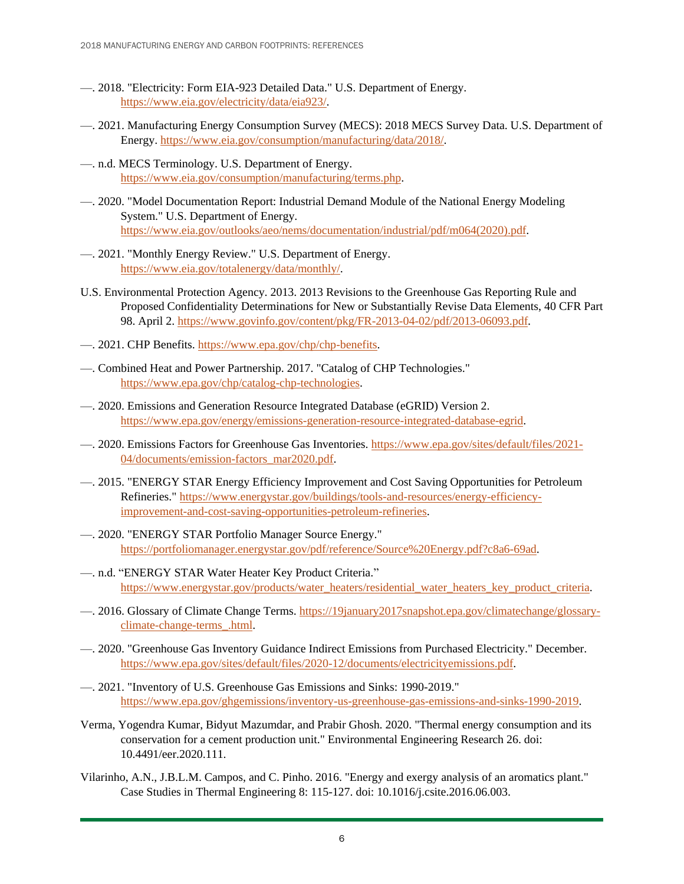—. 2018. "Electricity: Form EIA-923 Detailed Data." U.S. Department of Energy. https://www.eia.gov/electricity/data/eia923/.

—. 2021. Manufacturing Energy Consumption Survey (MECS): 2018 MECS Survey Data. U.S. Department of Energy. https://www.eia.gov/consumption/manufacturing/data/2018/.

—. n.d. MECS Terminology. U.S. Department of Energy. https://www.eia.gov/consumption/manufacturing/terms.php.

—. 2020. "Model Documentation Report: Industrial Demand Module of the National Energy Modeling System." U.S. Department of Energy. https://www.eia.gov/outlooks/aeo/nems/documentation/industrial/pdf/m064(2020).pdf.

—. 2021. "Monthly Energy Review." U.S. Department of Energy. https://www.eia.gov/totalenergy/data/monthly/.

U.S. Environmental Protection Agency. 2013. 2013 Revisions to the Greenhouse Gas Reporting Rule and Proposed Confidentiality Determinations for New or Substantially Revise Data Elements, 40 CFR Part 98. April 2. https://www.govinfo.gov/content/pkg/FR-2013-04-02/pdf/2013-06093.pdf.

—. 2021. CHP Benefits. https://www.epa.gov/chp/chp-benefits.

—. Combined Heat and Power Partnership. 2017. "Catalog of CHP Technologies." https://www.epa.gov/chp/catalog-chp-technologies.

—. 2020. Emissions and Generation Resource Integrated Database (eGRID) Version 2. https://www.epa.gov/energy/emissions-generation-resource-integrated-database-egrid.

—. 2020. Emissions Factors for Greenhouse Gas Inventories. https://www.epa.gov/sites/default/files/2021-04/documents/emission-factors_mar2020.pdf.

—. 2015. "ENERGY STAR Energy Efficiency Improvement and Cost Saving Opportunities for Petroleum Refineries." https://www.energystar.gov/buildings/tools-and-resources/energy-efficiency-improvement-and-cost-saving-opportunities-petroleum-refineries.

—. 2020. "ENERGY STAR Portfolio Manager Source Energy." https://portfoliomanager.energystar.gov/pdf/reference/Source%20Energy.pdf?c8a6-69ad.

—. n.d. "ENERGY STAR Water Heater Key Product Criteria." https://www.energystar.gov/products/water_heaters/residential_water_heaters_key_product_criteria.

—. 2016. Glossary of Climate Change Terms. https://19january2017snapshot.epa.gov/climatechange/glossary-climate-change-terms_.html.

—. 2020. "Greenhouse Gas Inventory Guidance Indirect Emissions from Purchased Electricity." December. https://www.epa.gov/sites/default/files/2020-12/documents/electricityemissions.pdf.

—. 2021. "Inventory of U.S. Greenhouse Gas Emissions and Sinks: 1990-2019." https://www.epa.gov/ghgemissions/inventory-us-greenhouse-gas-emissions-and-sinks-1990-2019.

Verma, Yogendra Kumar, Bidyut Mazumdar, and Prabir Ghosh. 2020. "Thermal energy consumption and its conservation for a cement production unit." Environmental Engineering Research 26. doi: 10.4491/eer.2020.111.

Vilarinho, A.N., J.B.L.M. Campos, and C. Pinho. 2016. "Energy and exergy analysis of an aromatics plant." Case Studies in Thermal Engineering 8: 115-127. doi: 10.1016/j.csite.2016.06.003.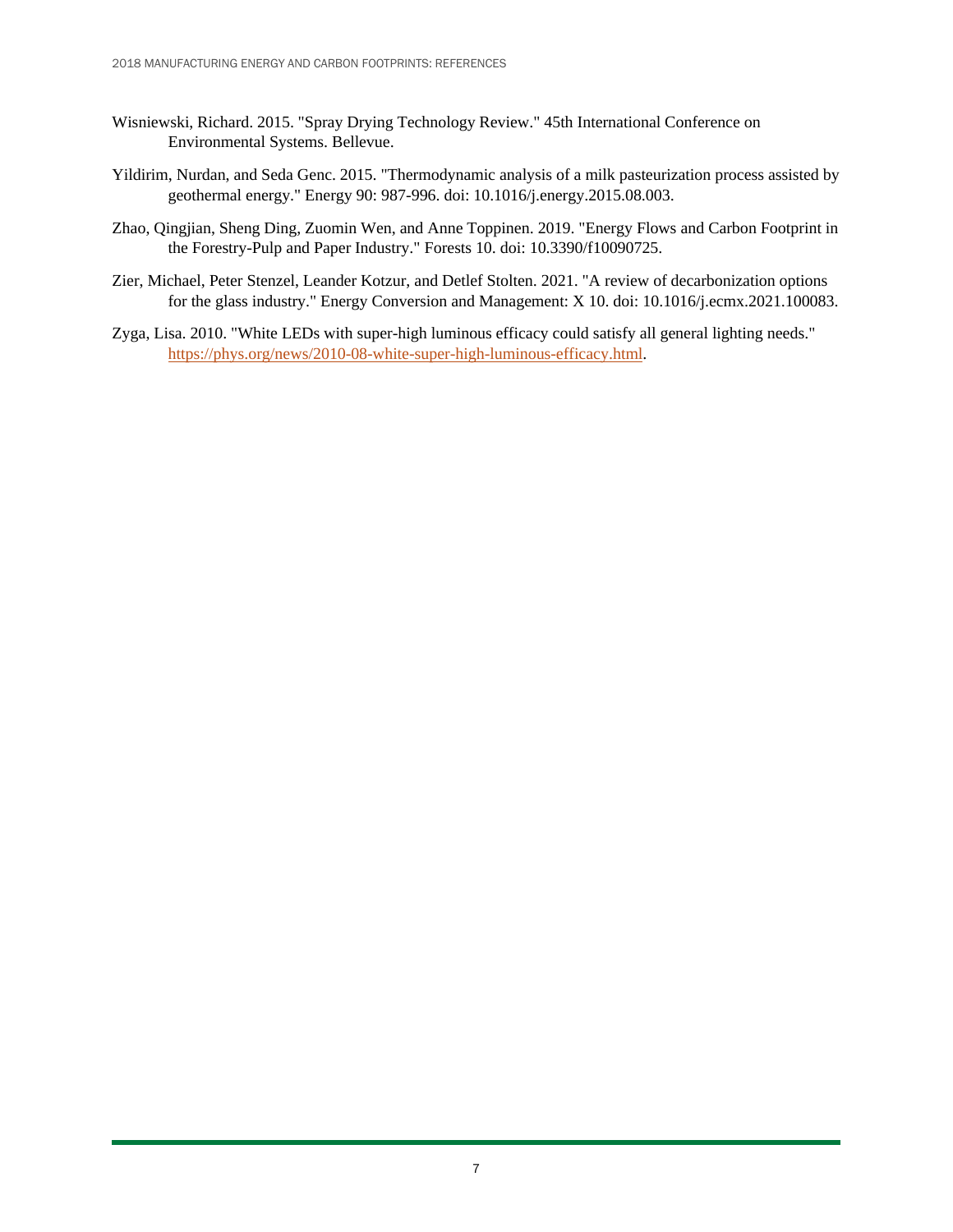Wisniewski, Richard. 2015. "Spray Drying Technology Review." 45th International Conference on Environmental Systems. Bellevue.

Yildirim, Nurdan, and Seda Genc. 2015. "Thermodynamic analysis of a milk pasteurization process assisted by geothermal energy." Energy 90: 987-996. doi: 10.1016/j.energy.2015.08.003.

Zhao, Qingjian, Sheng Ding, Zuomin Wen, and Anne Toppinen. 2019. "Energy Flows and Carbon Footprint in the Forestry-Pulp and Paper Industry." Forests 10. doi: 10.3390/f10090725.

Zier, Michael, Peter Stenzel, Leander Kotzur, and Detlef Stolten. 2021. "A review of decarbonization options for the glass industry." Energy Conversion and Management: X 10. doi: 10.1016/j.ecmx.2021.100083.

Zyga, Lisa. 2010. "White LEDs with super-high luminous efficacy could satisfy all general lighting needs." https://phys.org/news/2010-08-white-super-high-luminous-efficacy.html.